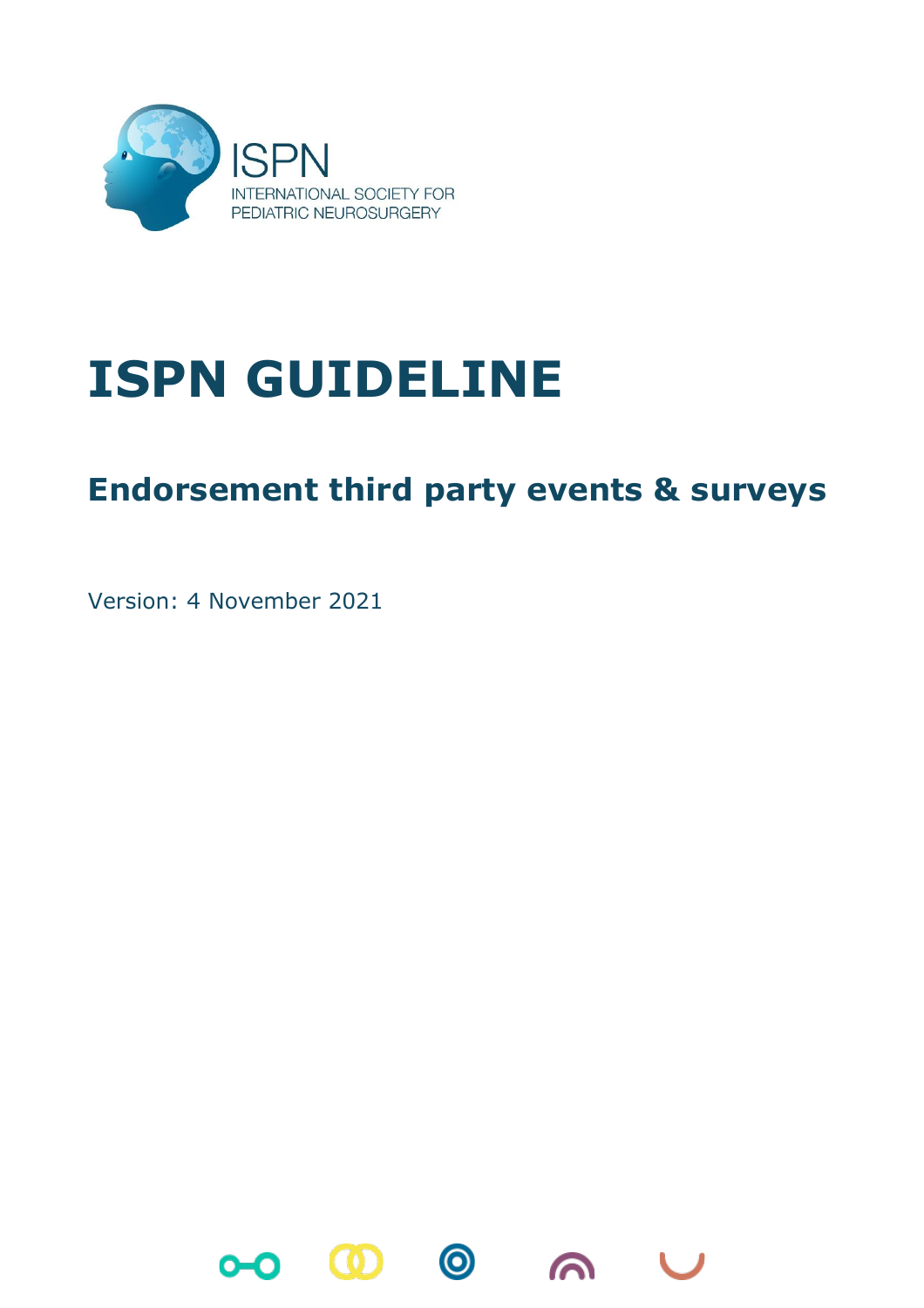ISPN

INTERNATIONAL SOCIETY FOR PEDIATRIC NEUROSURGERY

# ISPN GUIDELINE

## Endorsement third party events & surveys

Version: 4 November 2021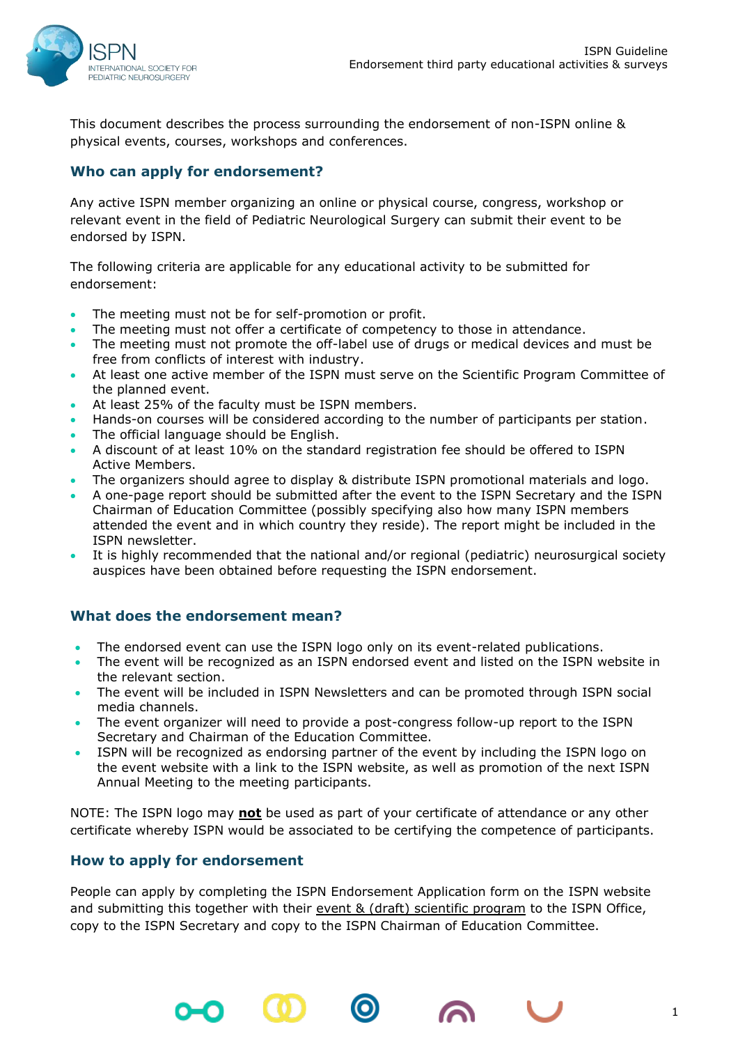This document describes the process surrounding the endorsement of non-ISPN online & physical events, courses, workshops and conferences.

## Who can apply for endorsement?

Any active ISPN member organizing an online or physical course, congress, workshop or relevant event in the field of Pediatric Neurological Surgery can submit their event to be endorsed by ISPN.

The following criteria are applicable for any educational activity to be submitted for endorsement:

- The meeting must not be for self-promotion or profit.
- The meeting must not offer a certificate of competency to those in attendance.
- The meeting must not promote the off-label use of drugs or medical devices and must be free from conflicts of interest with industry.
- At least one active member of the ISPN must serve on the Scientific Program Committee of the planned event.
- At least 25% of the faculty must be ISPN members.
- Hands-on courses will be considered according to the number of participants per station.
- The official language should be English.
- A discount of at least 10% on the standard registration fee should be offered to ISPN Active Members.
- The organizers should agree to display & distribute ISPN promotional materials and logo.
- A one-page report should be submitted after the event to the ISPN Secretary and the ISPN Chairman of Education Committee (possibly specifying also how many ISPN members attended the event and in which country they reside). The report might be included in the ISPN newsletter.
- It is highly recommended that the national and/or regional (pediatric) neurosurgical society auspices have been obtained before requesting the ISPN endorsement.

## What does the endorsement mean?

- The endorsed event can use the ISPN logo only on its event-related publications.
- The event will be recognized as an ISPN endorsed event and listed on the ISPN website in the relevant section.
- The event will be included in ISPN Newsletters and can be promoted through ISPN social media channels.
- The event organizer will need to provide a post-congress follow-up report to the ISPN Secretary and Chairman of the Education Committee.
- ISPN will be recognized as endorsing partner of the event by including the ISPN logo on the event website with a link to the ISPN website, as well as promotion of the next ISPN Annual Meeting to the meeting participants.

NOTE: The ISPN logo may **not** be used as part of your certificate of attendance or any other certificate whereby ISPN would be associated to be certifying the competence of participants.

## How to apply for endorsement

People can apply by completing the ISPN Endorsement Application form on the ISPN website and submitting this together with their event & (draft) scientific program to the ISPN Office, copy to the ISPN Secretary and copy to the ISPN Chairman of Education Committee.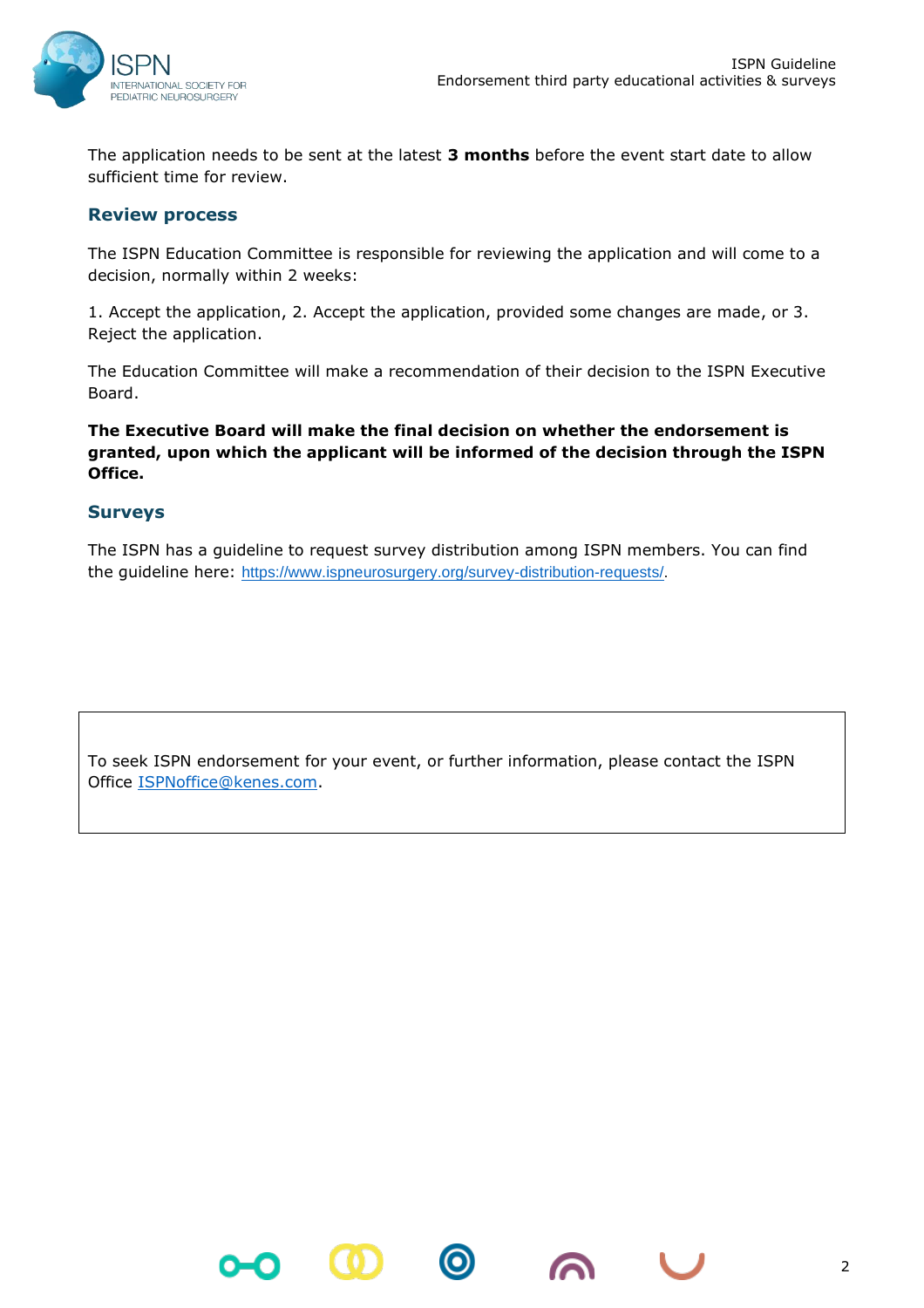The application needs to be sent at the latest **3 months** before the event start date to allow sufficient time for review.

## Review process

The ISPN Education Committee is responsible for reviewing the application and will come to a decision, normally within 2 weeks:

1. Accept the application, 2. Accept the application, provided some changes are made, or 3. Reject the application.

The Education Committee will make a recommendation of their decision to the ISPN Executive Board.

**The Executive Board will make the final decision on whether the endorsement is granted, upon which the applicant will be informed of the decision through the ISPN Office.**

## Surveys

The ISPN has a guideline to request survey distribution among ISPN members. You can find the guideline here: https://www.ispneurosurgery.org/survey-distribution-requests/.

To seek ISPN endorsement for your event, or further information, please contact the ISPN Office ISPNoffice@kenes.com.